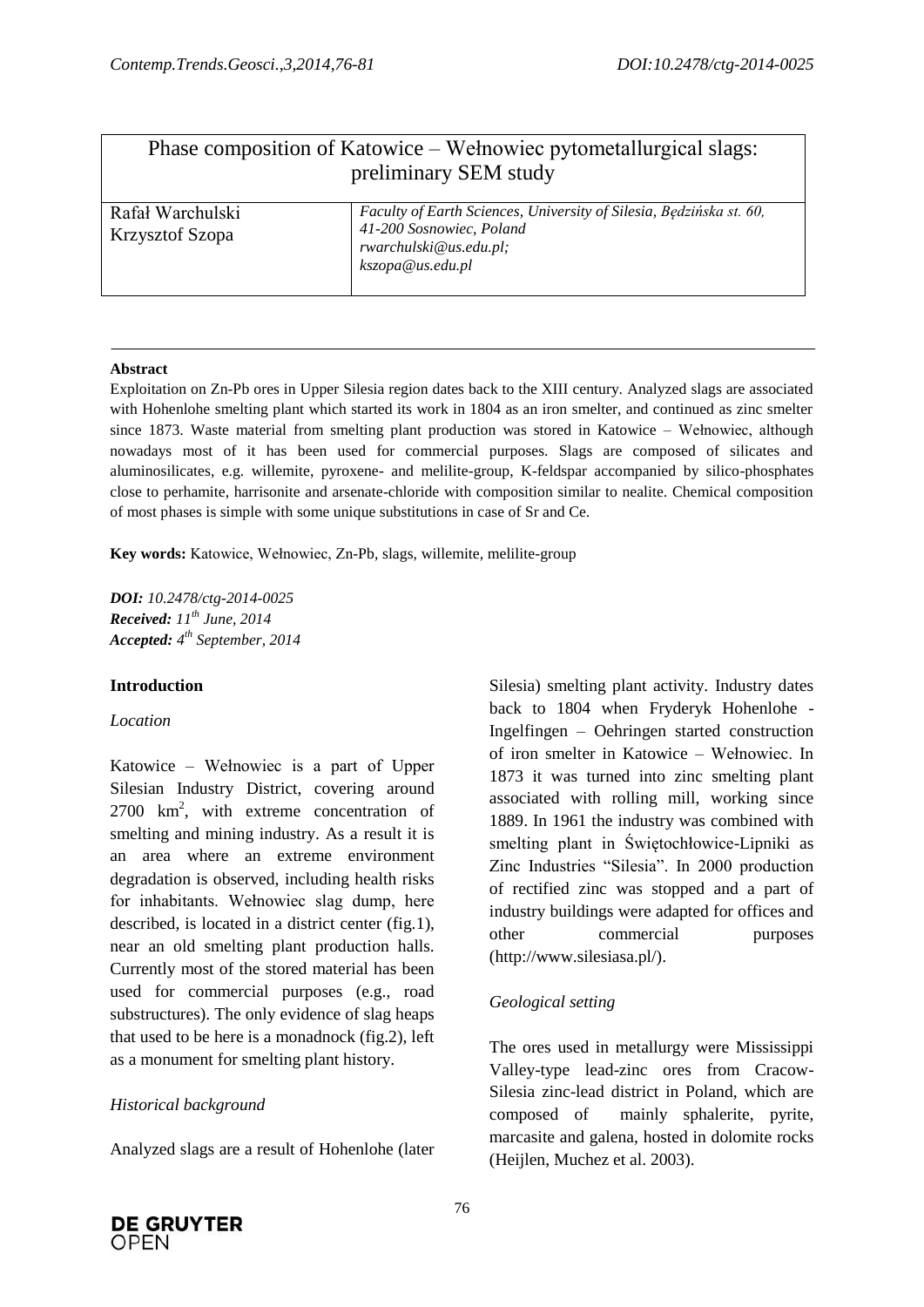# Phase composition of Katowice – Wełnowiec pytometallurgical slags: preliminary SEM study

| | |
|---|---|
| Rafał Warchulski<br>Krzysztof Szopa | *Faculty of Earth Sciences, University of Silesia, Będzińska st. 60, 41-200 Sosnowiec, Poland*<br>*rwarchulski@us.edu.pl;*<br>*kszopa@us.edu.pl* |

**Abstract**

Exploitation on Zn-Pb ores in Upper Silesia region dates back to the XIII century. Analyzed slags are associated with Hohenlohe smelting plant which started its work in 1804 as an iron smelter, and continued as zinc smelter since 1873. Waste material from smelting plant production was stored in Katowice – Wełnowiec, although nowadays most of it has been used for commercial purposes. Slags are composed of silicates and aluminosilicates, e.g. willemite, pyroxene- and melilite-group, K-feldspar accompanied by silico-phosphates close to perhamite, harrisonite and arsenate-chloride with composition similar to nealite. Chemical composition of most phases is simple with some unique substitutions in case of Sr and Ce.

**Key words:** Katowice, Wełnowiec, Zn-Pb, slags, willemite, melilite-group

***DOI:*** *10.2478/ctg-2014-0025*
***Received:*** *11th June, 2014*
***Accepted:*** *4th September, 2014*

## Introduction

### *Location*

Katowice – Wełnowiec is a part of Upper Silesian Industry District, covering around 2700 km$^2$, with extreme concentration of smelting and mining industry. As a result it is an area where an extreme environment degradation is observed, including health risks for inhabitants. Wełnowiec slag dump, here described, is located in a district center (fig.1), near an old smelting plant production halls. Currently most of the stored material has been used for commercial purposes (e.g., road substructures). The only evidence of slag heaps that used to be here is a monadnock (fig.2), left as a monument for smelting plant history.

### *Historical background*

Analyzed slags are a result of Hohenlohe (later Silesia) smelting plant activity. Industry dates back to 1804 when Fryderyk Hohenlohe - Ingelfingen – Oehringen started construction of iron smelter in Katowice – Wełnowiec. In 1873 it was turned into zinc smelting plant associated with rolling mill, working since 1889. In 1961 the industry was combined with smelting plant in Świętochłowice-Lipniki as Zinc Industries "Silesia". In 2000 production of rectified zinc was stopped and a part of industry buildings were adapted for offices and other commercial purposes (http://www.silesiasa.pl/).

### *Geological setting*

The ores used in metallurgy were Mississippi Valley-type lead-zinc ores from Cracow-Silesia zinc-lead district in Poland, which are composed of mainly sphalerite, pyrite, marcasite and galena, hosted in dolomite rocks (Heijlen, Muchez et al. 2003).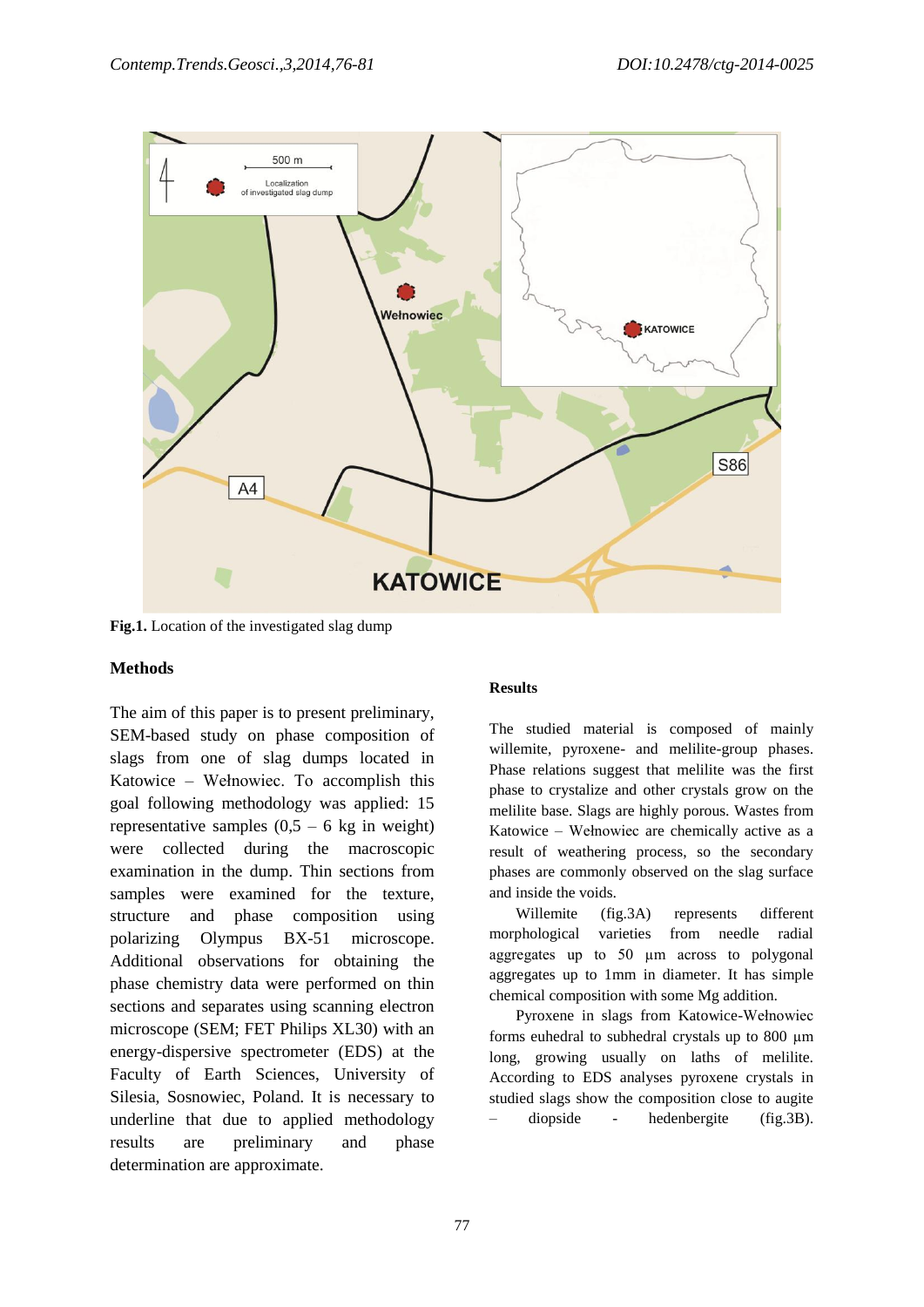Fig.1. Location of the investigated slag dump

## Methods

The aim of this paper is to present preliminary, SEM-based study on phase composition of slags from one of slag dumps located in Katowice – Wełnowiec. To accomplish this goal following methodology was applied: 15 representative samples (0,5 – 6 kg in weight) were collected during the macroscopic examination in the dump. Thin sections from samples were examined for the texture, structure and phase composition using polarizing Olympus BX-51 microscope. Additional observations for obtaining the phase chemistry data were performed on thin sections and separates using scanning electron microscope (SEM; FET Philips XL30) with an energy-dispersive spectrometer (EDS) at the Faculty of Earth Sciences, University of Silesia, Sosnowiec, Poland. It is necessary to underline that due to applied methodology results are preliminary and phase determination are approximate.

## Results

The studied material is composed of mainly willemite, pyroxene- and melilite-group phases. Phase relations suggest that melilite was the first phase to crystalize and other crystals grow on the melilite base. Slags are highly porous. Wastes from Katowice – Wełnowiec are chemically active as a result of weathering process, so the secondary phases are commonly observed on the slag surface and inside the voids.

Willemite (fig.3A) represents different morphological varieties from needle radial aggregates up to 50 µm across to polygonal aggregates up to 1mm in diameter. It has simple chemical composition with some Mg addition.

Pyroxene in slags from Katowice-Wełnowiec forms euhedral to subhedral crystals up to 800 µm long, growing usually on laths of melilite. According to EDS analyses pyroxene crystals in studied slags show the composition close to augite – diopside - hedenbergite (fig.3B).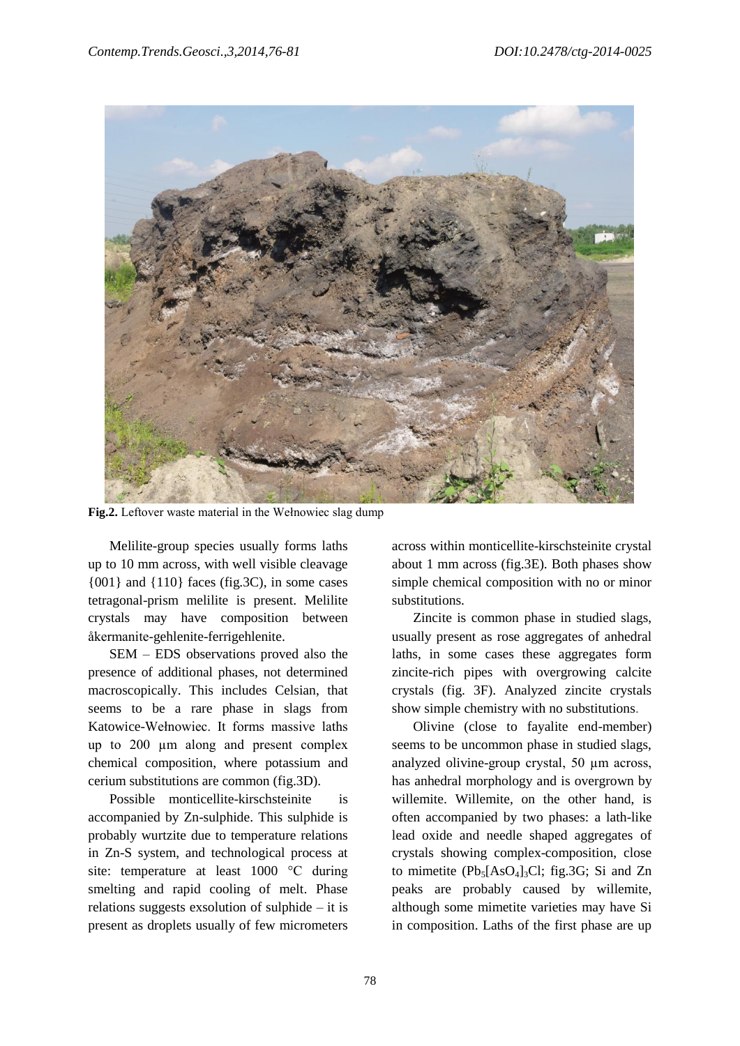**Fig.2.** Leftover waste material in the Wełnowiec slag dump

Melilite-group species usually forms laths up to 10 mm across, with well visible cleavage {001} and {110} faces (fig.3C), in some cases tetragonal-prism melilite is present. Melilite crystals may have composition between åkermanite-gehlenite-ferrigehlenite.

SEM – EDS observations proved also the presence of additional phases, not determined macroscopically. This includes Celsian, that seems to be a rare phase in slags from Katowice-Wełnowiec. It forms massive laths up to 200 μm along and present complex chemical composition, where potassium and cerium substitutions are common (fig.3D).

Possible monticellite-kirschsteinite is accompanied by Zn-sulphide. This sulphide is probably wurtzite due to temperature relations in Zn-S system, and technological process at site: temperature at least 1000 °C during smelting and rapid cooling of melt. Phase relations suggests exsolution of sulphide – it is present as droplets usually of few micrometers across within monticellite-kirschsteinite crystal about 1 mm across (fig.3E). Both phases show simple chemical composition with no or minor substitutions.

Zincite is common phase in studied slags, usually present as rose aggregates of anhedral laths, in some cases these aggregates form zincite-rich pipes with overgrowing calcite crystals (fig. 3F). Analyzed zincite crystals show simple chemistry with no substitutions.

Olivine (close to fayalite end-member) seems to be uncommon phase in studied slags, analyzed olivine-group crystal, 50 μm across, has anhedral morphology and is overgrown by willemite. Willemite, on the other hand, is often accompanied by two phases: a lath-like lead oxide and needle shaped aggregates of crystals showing complex-composition, close to mimetite ($Pb_5[AsO_4]_3Cl$; fig.3G; Si and Zn peaks are probably caused by willemite, although some mimetite varieties may have Si in composition. Laths of the first phase are up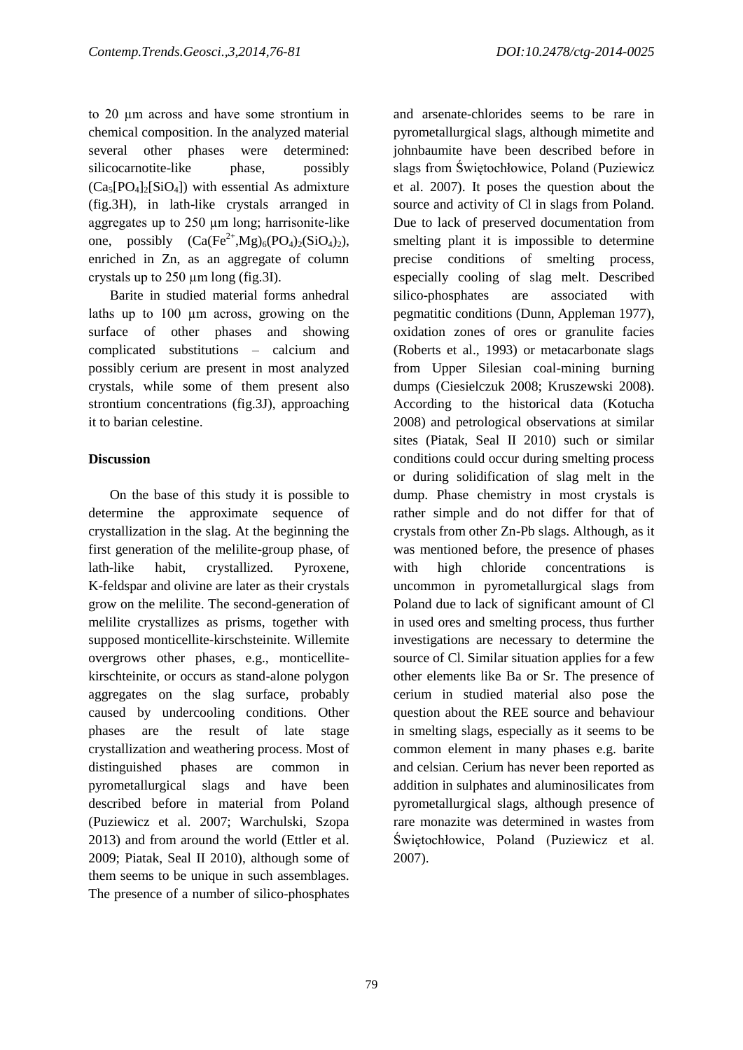to 20 μm across and have some strontium in chemical composition. In the analyzed material several other phases were determined: silicocarnotite-like phase, possibly ($Ca_5[PO_4]_2[SiO_4]$) with essential As admixture (fig.3H), in lath-like crystals arranged in aggregates up to 250 μm long; harrisonite-like one, possibly ($Ca(Fe^{2+},Mg)_6(PO_4)_2(SiO_4)_2$), enriched in Zn, as an aggregate of column crystals up to 250 μm long (fig.3I).

Barite in studied material forms anhedral laths up to 100 μm across, growing on the surface of other phases and showing complicated substitutions – calcium and possibly cerium are present in most analyzed crystals, while some of them present also strontium concentrations (fig.3J), approaching it to barian celestine.

## Discussion

On the base of this study it is possible to determine the approximate sequence of crystallization in the slag. At the beginning the first generation of the melilite-group phase, of lath-like habit, crystallized. Pyroxene, K-feldspar and olivine are later as their crystals grow on the melilite. The second-generation of melilite crystallizes as prisms, together with supposed monticellite-kirschsteinite. Willemite overgrows other phases, e.g., monticellite-kirschteinite, or occurs as stand-alone polygon aggregates on the slag surface, probably caused by undercooling conditions. Other phases are the result of late stage crystallization and weathering process. Most of distinguished phases are common in pyrometallurgical slags and have been described before in material from Poland (Puziewicz et al. 2007; Warchulski, Szopa 2013) and from around the world (Ettler et al. 2009; Piatak, Seal II 2010), although some of them seems to be unique in such assemblages. The presence of a number of silico-phosphates and arsenate-chlorides seems to be rare in pyrometallurgical slags, although mimetite and johnbaumite have been described before in slags from Świętochłowice, Poland (Puziewicz et al. 2007). It poses the question about the source and activity of Cl in slags from Poland. Due to lack of preserved documentation from smelting plant it is impossible to determine precise conditions of smelting process, especially cooling of slag melt. Described silico-phosphates are associated with pegmatitic conditions (Dunn, Appleman 1977), oxidation zones of ores or granulite facies (Roberts et al., 1993) or metacarbonate slags from Upper Silesian coal-mining burning dumps (Ciesielczuk 2008; Kruszewski 2008). According to the historical data (Kotucha 2008) and petrological observations at similar sites (Piatak, Seal II 2010) such or similar conditions could occur during smelting process or during solidification of slag melt in the dump. Phase chemistry in most crystals is rather simple and do not differ for that of crystals from other Zn-Pb slags. Although, as it was mentioned before, the presence of phases with high chloride concentrations is uncommon in pyrometallurgical slags from Poland due to lack of significant amount of Cl in used ores and smelting process, thus further investigations are necessary to determine the source of Cl. Similar situation applies for a few other elements like Ba or Sr. The presence of cerium in studied material also pose the question about the REE source and behaviour in smelting slags, especially as it seems to be common element in many phases e.g. barite and celsian. Cerium has never been reported as addition in sulphates and aluminosilicates from pyrometallurgical slags, although presence of rare monazite was determined in wastes from Świętochłowice, Poland (Puziewicz et al. 2007).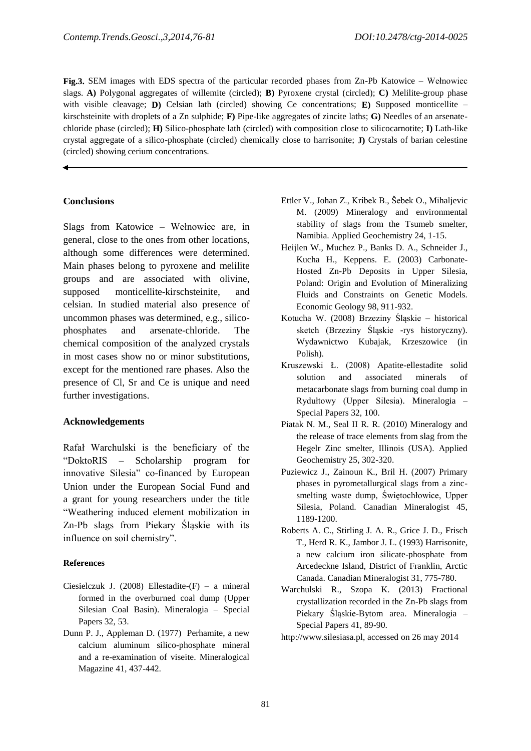**Fig.3.** SEM images with EDS spectra of the particular recorded phases from Zn-Pb Katowice – Wełnowiec slags. **A)** Polygonal aggregates of willemite (circled); **B)** Pyroxene crystal (circled); **C)** Melilite-group phase with visible cleavage; **D)** Celsian lath (circled) showing Ce concentrations; **E)** Supposed monticellite – kirschsteinite with droplets of a Zn sulphide; **F)** Pipe-like aggregates of zincite laths; **G)** Needles of an arsenate-chloride phase (circled); **H)** Silico-phosphate lath (circled) with composition close to silicocarnotite; **I)** Lath-like crystal aggregate of a silico-phosphate (circled) chemically close to harrisonite; **J)** Crystals of barian celestine (circled) showing cerium concentrations.

## Conclusions

Slags from Katowice – Wełnowiec are, in general, close to the ones from other locations, although some differences were determined. Main phases belong to pyroxene and melilite groups and are associated with olivine, supposed monticellite-kirschsteinite, and celsian. In studied material also presence of uncommon phases was determined, e.g., silico-phosphates and arsenate-chloride. The chemical composition of the analyzed crystals in most cases show no or minor substitutions, except for the mentioned rare phases. Also the presence of Cl, Sr and Ce is unique and need further investigations.

## Acknowledgements

Rafał Warchulski is the beneficiary of the "DoktoRIS – Scholarship program for innovative Silesia" co-financed by European Union under the European Social Fund and a grant for young researchers under the title "Weathering induced element mobilization in Zn-Pb slags from Piekary Śląskie with its influence on soil chemistry".

### References

Ciesielczuk J. (2008) Ellestadite-(F) – a mineral formed in the overburned coal dump (Upper Silesian Coal Basin). Mineralogia – Special Papers 32, 53.

Dunn P. J., Appleman D. (1977) Perhamite, a new calcium aluminum silico-phosphate mineral and a re-examination of viseite. Mineralogical Magazine 41, 437-442.

Ettler V., Johan Z., Kribek B., Šebek O., Mihaljevic M. (2009) Mineralogy and environmental stability of slags from the Tsumeb smelter, Namibia. Applied Geochemistry 24, 1-15.

Heijlen W., Muchez P., Banks D. A., Schneider J., Kucha H., Keppens. E. (2003) Carbonate-Hosted Zn-Pb Deposits in Upper Silesia, Poland: Origin and Evolution of Mineralizing Fluids and Constraints on Genetic Models. Economic Geology 98, 911-932.

Kotucha W. (2008) Brzeziny Śląskie – historical sketch (Brzeziny Śląskie -rys historyczny). Wydawnictwo Kubajak, Krzeszowice (in Polish).

Kruszewski Ł. (2008) Apatite-ellestadite solid solution and associated minerals of metacarbonate slags from burning coal dump in Rydułtowy (Upper Silesia). Mineralogia – Special Papers 32, 100.

Piatak N. M., Seal II R. R. (2010) Mineralogy and the release of trace elements from slag from the Hegelr Zinc smelter, Illinois (USA). Applied Geochemistry 25, 302-320.

Puziewicz J., Zainoun K., Bril H. (2007) Primary phases in pyrometallurgical slags from a zinc-smelting waste dump, Świętochłowice, Upper Silesia, Poland. Canadian Mineralogist 45, 1189-1200.

Roberts A. C., Stirling J. A. R., Grice J. D., Frisch T., Herd R. K., Jambor J. L. (1993) Harrisonite, a new calcium iron silicate-phosphate from Arcedeckne Island, District of Franklin, Arctic Canada. Canadian Mineralogist 31, 775-780.

Warchulski R., Szopa K. (2013) Fractional crystallization recorded in the Zn-Pb slags from Piekary Śląskie-Bytom area. Mineralogia – Special Papers 41, 89-90.

http://www.silesiasa.pl, accessed on 26 may 2014